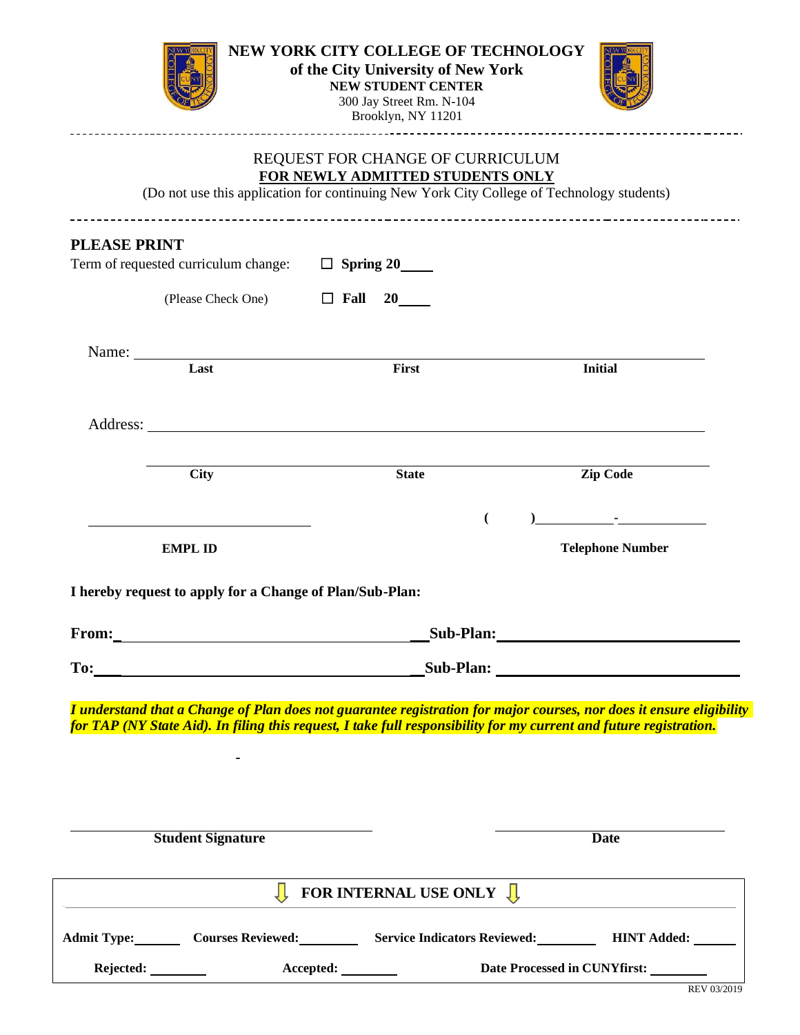# NEW YORK CITY COLLEGE OF TECHNOLOGY

**of the City University of New York**

**NEW STUDENT CENTER**

300 Jay Street Rm. N-104

Brooklyn, NY 11201

## REQUEST FOR CHANGE OF CURRICULUM

**FOR NEWLY ADMITTED STUDENTS ONLY**

(Do not use this application for continuing New York City College of Technology students)

**PLEASE PRINT**

Term of requested curriculum change: ☐ **Spring 20\_\_\_\_**

(Please Check One) ☐ **Fall 20\_\_\_\_**

Name: \_\_\_\_\_\_\_\_\_\_\_\_\_\_\_\_\_\_\_\_\_\_\_\_\_\_\_\_\_\_\_\_\_\_\_\_\_\_\_\_\_\_\_\_\_\_\_\_\_\_\_\_\_\_\_\_

**Last** **First** **Initial**

Address: \_\_\_\_\_\_\_\_\_\_\_\_\_\_\_\_\_\_\_\_\_\_\_\_\_\_\_\_\_\_\_\_\_\_\_\_\_\_\_\_\_\_\_\_\_\_\_\_\_\_\_\_\_\_\_\_

\_\_\_\_\_\_\_\_\_\_\_\_\_\_\_\_\_\_\_\_\_\_\_\_\_\_\_\_\_\_\_\_\_\_\_\_\_\_\_\_\_\_\_\_\_\_\_\_\_\_\_\_\_\_\_\_

**City** **State** **Zip Code**

\_\_\_\_\_\_\_\_\_\_\_\_\_\_\_\_\_\_\_\_\_\_\_\_\_\_\_\_\_\_ **(** **)**\_\_\_\_\_\_\_\_\_\_-\_\_\_\_\_\_\_\_\_\_\_\_

**EMPL ID** **Telephone Number**

**I hereby request to apply for a Change of Plan/Sub-Plan:**

**From:**\_\_\_\_\_\_\_\_\_\_\_\_\_\_\_\_\_\_\_\_\_\_\_\_\_\_\_\_\_\_\_\_\_\_ **Sub-Plan:**\_\_\_\_\_\_\_\_\_\_\_\_\_\_\_\_\_\_\_\_\_\_\_\_\_\_\_\_\_\_\_\_

**To:**\_\_\_\_\_\_\_\_\_\_\_\_\_\_\_\_\_\_\_\_\_\_\_\_\_\_\_\_\_\_\_\_\_\_ **Sub-Plan:** \_\_\_\_\_\_\_\_\_\_\_\_\_\_\_\_\_\_\_\_\_\_\_\_\_\_\_\_\_\_\_\_

***I understand that a Change of Plan does not guarantee registration for major courses, nor does it ensure eligibility for TAP (NY State Aid). In filing this request, I take full responsibility for my current and future registration.***

\_\_\_\_\_\_\_\_\_\_\_\_\_\_\_\_\_\_\_\_\_\_\_\_\_\_\_\_\_\_\_\_\_\_\_\_ \_\_\_\_\_\_\_\_\_\_\_\_\_\_\_\_\_\_\_\_\_\_\_\_\_\_\_\_

**Student Signature** **Date**

**FOR INTERNAL USE ONLY**

**Admit Type:**\_\_\_\_\_\_\_ **Courses Reviewed:**\_\_\_\_\_\_\_\_\_ **Service Indicators Reviewed:**\_\_\_\_\_\_\_\_\_ **HINT Added:** \_\_\_\_\_\_

**Rejected:** \_\_\_\_\_\_\_\_ **Accepted:** \_\_\_\_\_\_\_\_ **Date Processed in CUNYfirst:** \_\_\_\_\_\_\_\_

REV 03/2019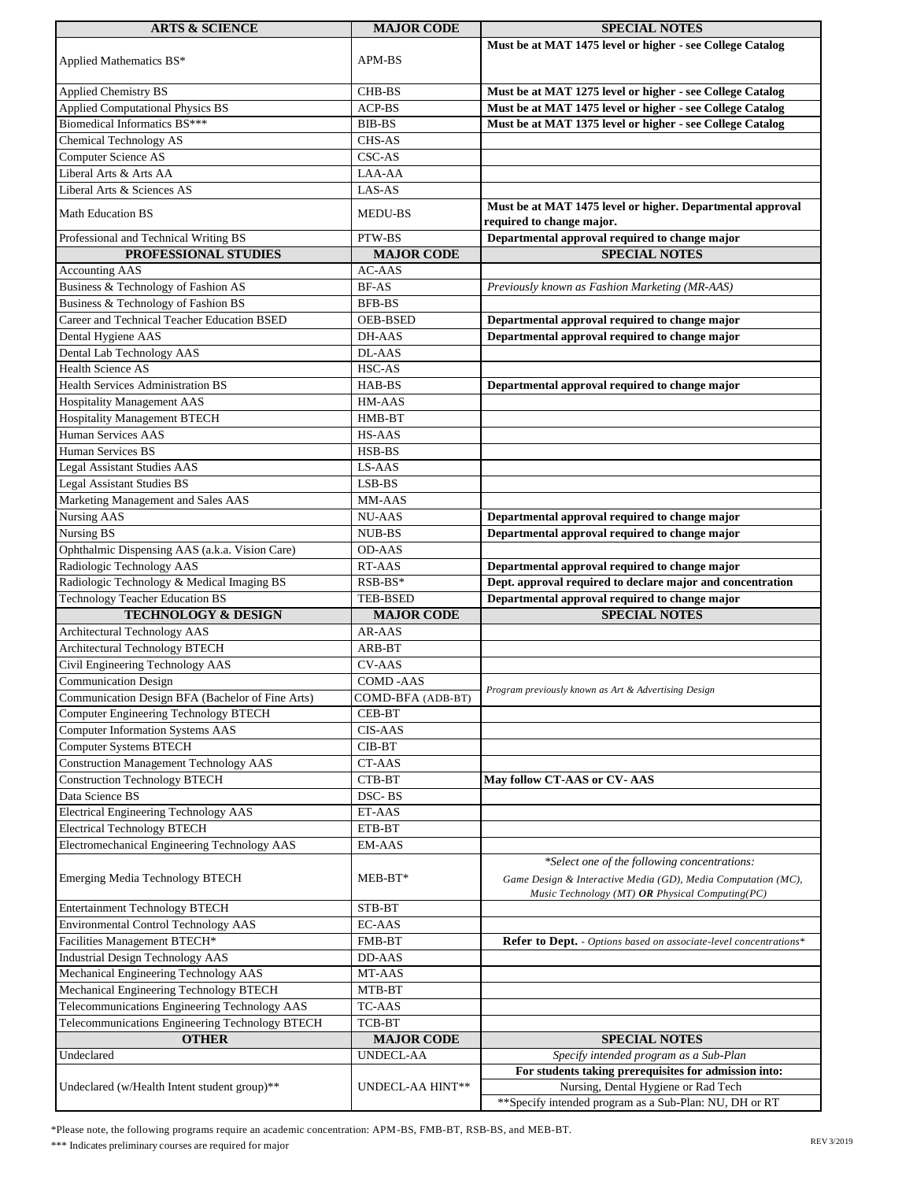| ARTS & SCIENCE | MAJOR CODE | SPECIAL NOTES |
|---|---|---|
| Applied Mathematics BS* | APM-BS | **Must be at MAT 1475 level or higher - see College Catalog** |
| Applied Chemistry BS | CHB-BS | **Must be at MAT 1275 level or higher - see College Catalog** |
| Applied Computational Physics BS | ACP-BS | **Must be at MAT 1475 level or higher - see College Catalog** |
| Biomedical Informatics BS*** | BIB-BS | **Must be at MAT 1375 level or higher - see College Catalog** |
| Chemical Technology AS | CHS-AS | |
| Computer Science AS | CSC-AS | |
| Liberal Arts & Arts AA | LAA-AA | |
| Liberal Arts & Sciences AS | LAS-AS | |
| Math Education BS | MEDU-BS | **Must be at MAT 1475 level or higher. Departmental approval required to change major.** |
| Professional and Technical Writing BS | PTW-BS | **Departmental approval required to change major** |
| **PROFESSIONAL STUDIES** | **MAJOR CODE** | **SPECIAL NOTES** |
| Accounting AAS | AC-AAS | |
| Business & Technology of Fashion AS | BF-AS | *Previously known as Fashion Marketing (MR-AAS)* |
| Business & Technology of Fashion BS | BFB-BS | |
| Career and Technical Teacher Education BSED | OEB-BSED | **Departmental approval required to change major** |
| Dental Hygiene AAS | DH-AAS | **Departmental approval required to change major** |
| Dental Lab Technology AAS | DL-AAS | |
| Health Science AS | HSC-AS | |
| Health Services Administration BS | HAB-BS | **Departmental approval required to change major** |
| Hospitality Management AAS | HM-AAS | |
| Hospitality Management BTECH | HMB-BT | |
| Human Services AAS | HS-AAS | |
| Human Services BS | HSB-BS | |
| Legal Assistant Studies AAS | LS-AAS | |
| Legal Assistant Studies BS | LSB-BS | |
| Marketing Management and Sales AAS | MM-AAS | |
| Nursing AAS | NU-AAS | **Departmental approval required to change major** |
| Nursing BS | NUB-BS | **Departmental approval required to change major** |
| Ophthalmic Dispensing AAS (a.k.a. Vision Care) | OD-AAS | |
| Radiologic Technology AAS | RT-AAS | **Departmental approval required to change major** |
| Radiologic Technology & Medical Imaging BS | RSB-BS* | **Dept. approval required to declare major and concentration** |
| Technology Teacher Education BS | TEB-BSED | **Departmental approval required to change major** |
| **TECHNOLOGY & DESIGN** | **MAJOR CODE** | **SPECIAL NOTES** |
| Architectural Technology AAS | AR-AAS | |
| Architectural Technology BTECH | ARB-BT | |
| Civil Engineering Technology AAS | CV-AAS | |
| Communication Design | COMD -AAS | *Program previously known as Art & Advertising Design* |
| Communication Design BFA (Bachelor of Fine Arts) | COMD-BFA (ADB-BT) | |
| Computer Engineering Technology BTECH | CEB-BT | |
| Computer Information Systems AAS | CIS-AAS | |
| Computer Systems BTECH | CIB-BT | |
| Construction Management Technology AAS | CT-AAS | |
| Construction Technology BTECH | CTB-BT | **May follow CT-AAS or CV- AAS** |
| Data Science BS | DSC- BS | |
| Electrical Engineering Technology AAS | ET-AAS | |
| Electrical Technology BTECH | ETB-BT | |
| Electromechanical Engineering Technology AAS | EM-AAS | |
| Emerging Media Technology BTECH | MEB-BT* | *\*Select one of the following concentrations: Game Design & Interactive Media (GD), Media Computation (MC), Music Technology (MT) **OR** Physical Computing(PC)* |
| Entertainment Technology BTECH | STB-BT | |
| Environmental Control Technology AAS | EC-AAS | |
| Facilities Management BTECH* | FMB-BT | **Refer to Dept.** *- Options based on associate-level concentrations\** |
| Industrial Design Technology AAS | DD-AAS | |
| Mechanical Engineering Technology AAS | MT-AAS | |
| Mechanical Engineering Technology BTECH | MTB-BT | |
| Telecommunications Engineering Technology AAS | TC-AAS | |
| Telecommunications Engineering Technology BTECH | TCB-BT | |
| **OTHER** | **MAJOR CODE** | **SPECIAL NOTES** |
| Undeclared | UNDECL-AA | *Specify intended program as a Sub-Plan* |
| Undeclared (w/Health Intent student group)** | UNDECL-AA HINT** | **For students taking prerequisites for admission into:** Nursing, Dental Hygiene or Rad Tech **Specify intended program as a Sub-Plan: NU, DH or RT |

*Please note, the following programs require an academic concentration: APM-BS, FMB-BT, RSB-BS, and MEB-BT.

*** Indicates preliminary courses are required for major

REV 3/2019